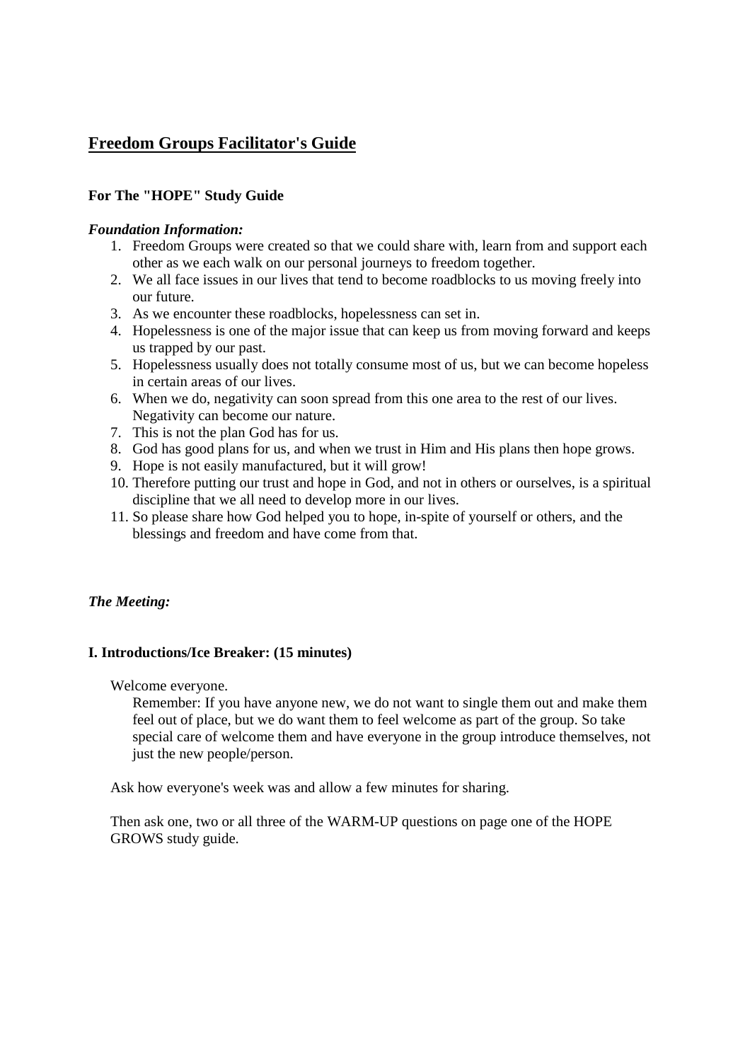# Freedom Groups Facilitator's Guide

### For The "HOPE" Study Guide

***Foundation Information:***

1. Freedom Groups were created so that we could share with, learn from and support each other as we each walk on our personal journeys to freedom together.
2. We all face issues in our lives that tend to become roadblocks to us moving freely into our future.
3. As we encounter these roadblocks, hopelessness can set in.
4. Hopelessness is one of the major issue that can keep us from moving forward and keeps us trapped by our past.
5. Hopelessness usually does not totally consume most of us, but we can become hopeless in certain areas of our lives.
6. When we do, negativity can soon spread from this one area to the rest of our lives. Negativity can become our nature.
7. This is not the plan God has for us.
8. God has good plans for us, and when we trust in Him and His plans then hope grows.
9. Hope is not easily manufactured, but it will grow!
10. Therefore putting our trust and hope in God, and not in others or ourselves, is a spiritual discipline that we all need to develop more in our lives.
11. So please share how God helped you to hope, in-spite of yourself or others, and the blessings and freedom and have come from that.

***The Meeting:***

### I. Introductions/Ice Breaker: (15 minutes)

Welcome everyone.

Remember: If you have anyone new, we do not want to single them out and make them feel out of place, but we do want them to feel welcome as part of the group. So take special care of welcome them and have everyone in the group introduce themselves, not just the new people/person.

Ask how everyone's week was and allow a few minutes for sharing.

Then ask one, two or all three of the WARM-UP questions on page one of the HOPE GROWS study guide.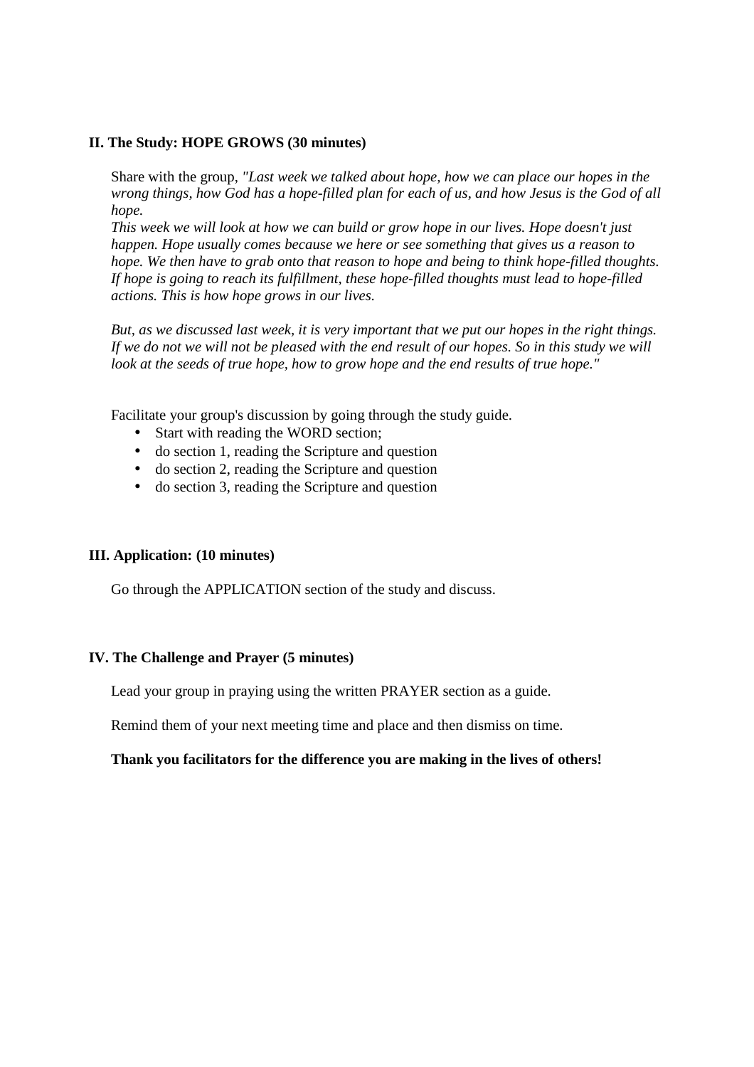**II. The Study: HOPE GROWS (30 minutes)**

Share with the group, *"Last week we talked about hope, how we can place our hopes in the wrong things, how God has a hope-filled plan for each of us, and how Jesus is the God of all hope.*
*This week we will look at how we can build or grow hope in our lives. Hope doesn't just happen. Hope usually comes because we here or see something that gives us a reason to hope. We then have to grab onto that reason to hope and being to think hope-filled thoughts. If hope is going to reach its fulfillment, these hope-filled thoughts must lead to hope-filled actions. This is how hope grows in our lives.*

*But, as we discussed last week, it is very important that we put our hopes in the right things. If we do not we will not be pleased with the end result of our hopes. So in this study we will look at the seeds of true hope, how to grow hope and the end results of true hope."*

Facilitate your group's discussion by going through the study guide.

- Start with reading the WORD section;
- do section 1, reading the Scripture and question
- do section 2, reading the Scripture and question
- do section 3, reading the Scripture and question

**III. Application: (10 minutes)**

Go through the APPLICATION section of the study and discuss.

**IV. The Challenge and Prayer (5 minutes)**

Lead your group in praying using the written PRAYER section as a guide.

Remind them of your next meeting time and place and then dismiss on time.

**Thank you facilitators for the difference you are making in the lives of others!**